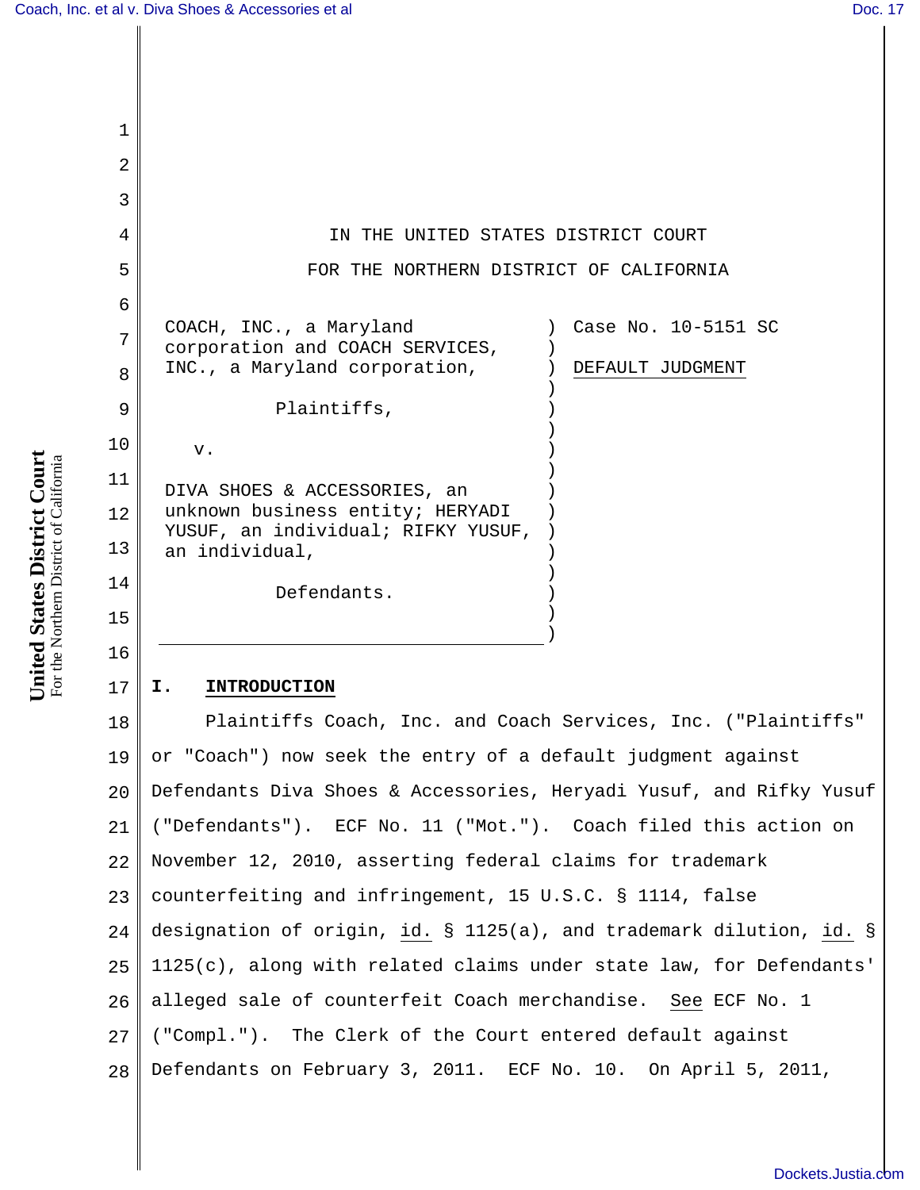IN THE UNITED STATES DISTRICT COURT

FOR THE NORTHERN DISTRICT OF CALIFORNIA

COACH, INC., a Maryland corporation and COACH SERVICES, INC., a Maryland corporation,

Plaintiffs,

v.

DIVA SHOES & ACCESSORIES, an unknown business entity; HERYADI YUSUF, an individual; RIFKY YUSUF, an individual,

Defendants.

Case No. 10-5151 SC

DEFAULT JUDGMENT

## I. INTRODUCTION

Plaintiffs Coach, Inc. and Coach Services, Inc. ("Plaintiffs" or "Coach") now seek the entry of a default judgment against Defendants Diva Shoes & Accessories, Heryadi Yusuf, and Rifky Yusuf ("Defendants"). ECF No. 11 ("Mot."). Coach filed this action on November 12, 2010, asserting federal claims for trademark counterfeiting and infringement, 15 U.S.C. § 1114, false designation of origin, id. § 1125(a), and trademark dilution, id. § 1125(c), along with related claims under state law, for Defendants' alleged sale of counterfeit Coach merchandise. See ECF No. 1 ("Compl."). The Clerk of the Court entered default against Defendants on February 3, 2011. ECF No. 10. On April 5, 2011,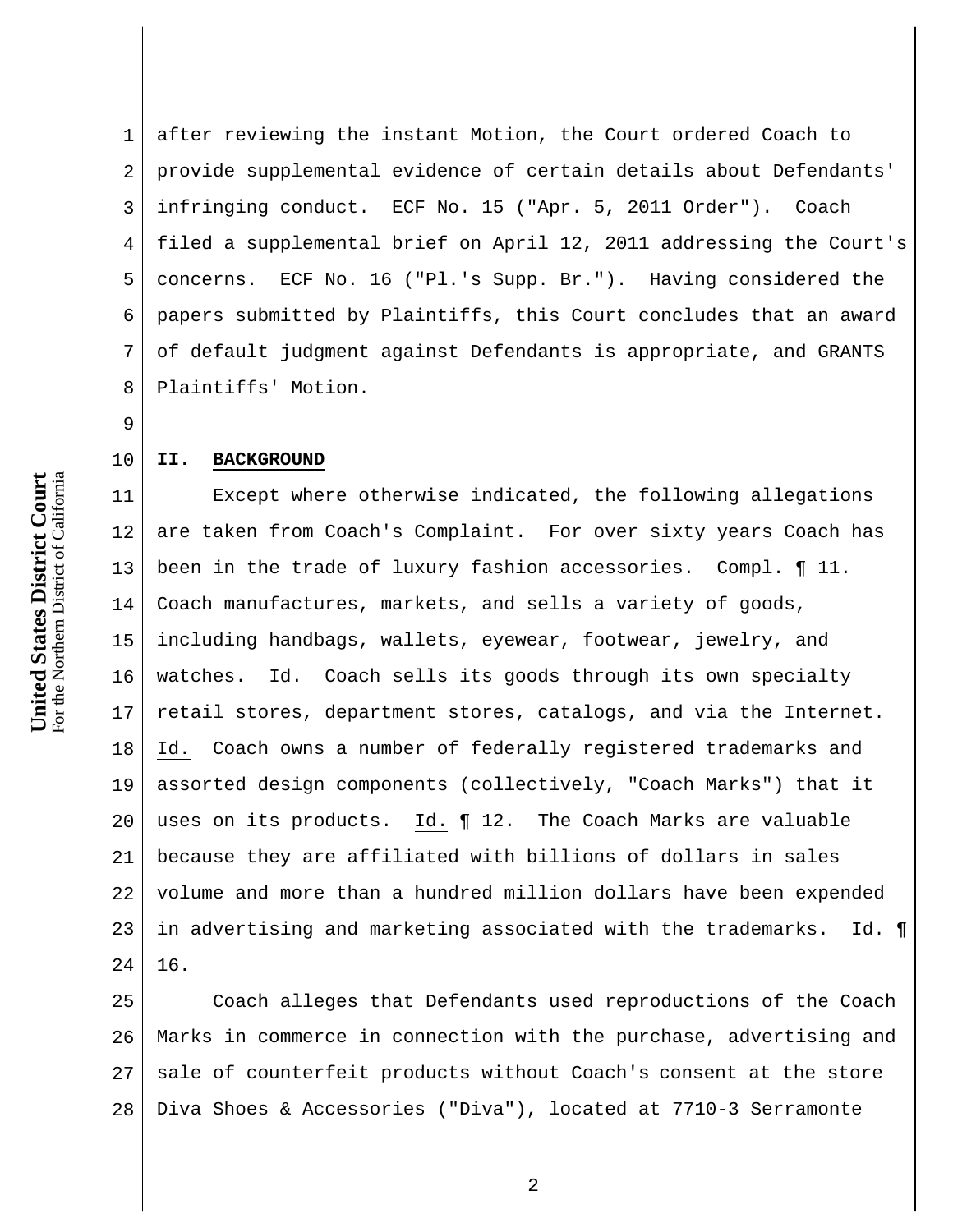after reviewing the instant Motion, the Court ordered Coach to provide supplemental evidence of certain details about Defendants' infringing conduct. ECF No. 15 ("Apr. 5, 2011 Order"). Coach filed a supplemental brief on April 12, 2011 addressing the Court's concerns. ECF No. 16 ("Pl.'s Supp. Br."). Having considered the papers submitted by Plaintiffs, this Court concludes that an award of default judgment against Defendants is appropriate, and GRANTS Plaintiffs' Motion.

## II. BACKGROUND

Except where otherwise indicated, the following allegations are taken from Coach's Complaint. For over sixty years Coach has been in the trade of luxury fashion accessories. Compl. ¶ 11. Coach manufactures, markets, and sells a variety of goods, including handbags, wallets, eyewear, footwear, jewelry, and watches. Id. Coach sells its goods through its own specialty retail stores, department stores, catalogs, and via the Internet. Id. Coach owns a number of federally registered trademarks and assorted design components (collectively, "Coach Marks") that it uses on its products. Id. ¶ 12. The Coach Marks are valuable because they are affiliated with billions of dollars in sales volume and more than a hundred million dollars have been expended in advertising and marketing associated with the trademarks. Id. ¶ 16.

Coach alleges that Defendants used reproductions of the Coach Marks in commerce in connection with the purchase, advertising and sale of counterfeit products without Coach's consent at the store Diva Shoes & Accessories ("Diva"), located at 7710-3 Serramonte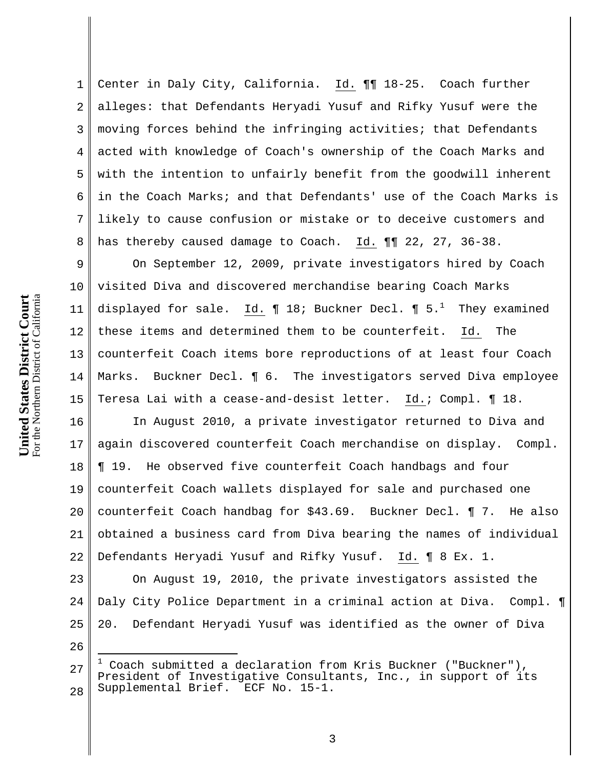Center in Daly City, California. Id. ¶¶ 18-25. Coach further alleges: that Defendants Heryadi Yusuf and Rifky Yusuf were the moving forces behind the infringing activities; that Defendants acted with knowledge of Coach's ownership of the Coach Marks and with the intention to unfairly benefit from the goodwill inherent in the Coach Marks; and that Defendants' use of the Coach Marks is likely to cause confusion or mistake or to deceive customers and has thereby caused damage to Coach. Id. ¶¶ 22, 27, 36-38.

On September 12, 2009, private investigators hired by Coach visited Diva and discovered merchandise bearing Coach Marks displayed for sale. Id. ¶ 18; Buckner Decl. ¶ 5.[1] They examined these items and determined them to be counterfeit. Id. The counterfeit Coach items bore reproductions of at least four Coach Marks. Buckner Decl. ¶ 6. The investigators served Diva employee Teresa Lai with a cease-and-desist letter. Id.; Compl. ¶ 18.

In August 2010, a private investigator returned to Diva and again discovered counterfeit Coach merchandise on display. Compl. ¶ 19. He observed five counterfeit Coach handbags and four counterfeit Coach wallets displayed for sale and purchased one counterfeit Coach handbag for $43.69. Buckner Decl. ¶ 7. He also obtained a business card from Diva bearing the names of individual Defendants Heryadi Yusuf and Rifky Yusuf. Id. ¶ 8 Ex. 1.

On August 19, 2010, the private investigators assisted the Daly City Police Department in a criminal action at Diva. Compl. ¶ 20. Defendant Heryadi Yusuf was identified as the owner of Diva

---

[1] Coach submitted a declaration from Kris Buckner ("Buckner"), President of Investigative Consultants, Inc., in support of its Supplemental Brief. ECF No. 15-1.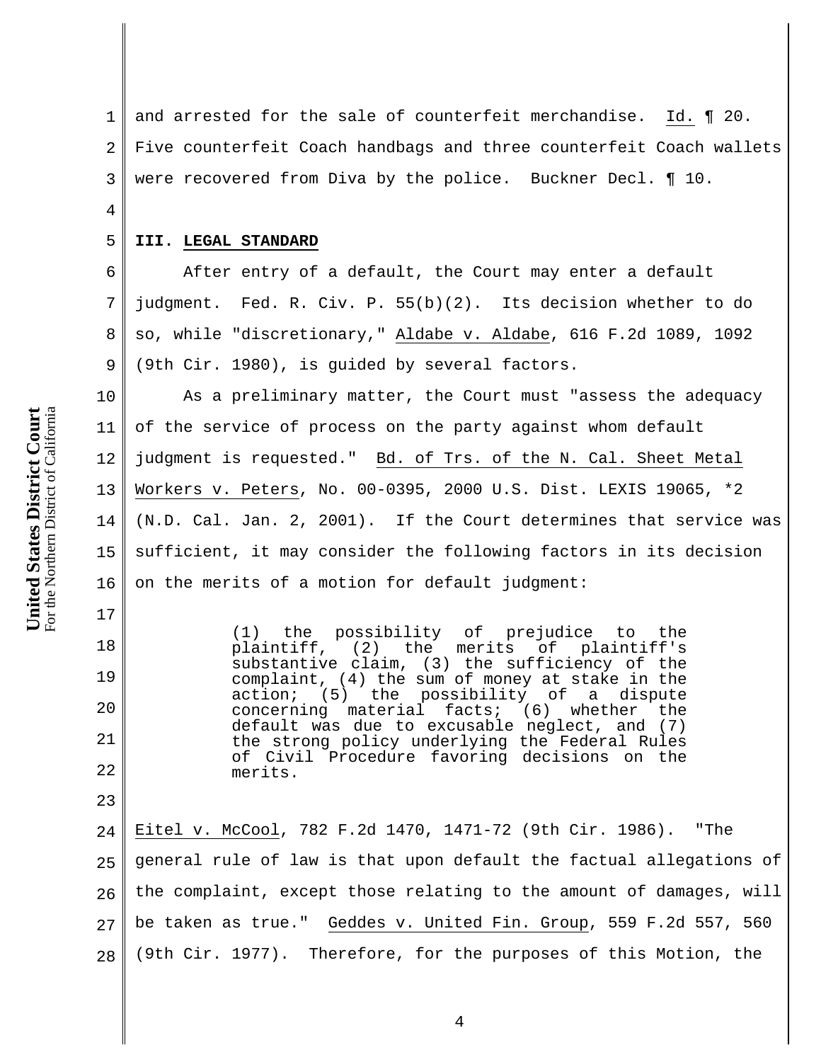and arrested for the sale of counterfeit merchandise. Id. ¶ 20. Five counterfeit Coach handbags and three counterfeit Coach wallets were recovered from Diva by the police. Buckner Decl. ¶ 10.

## III. LEGAL STANDARD

After entry of a default, the Court may enter a default judgment. Fed. R. Civ. P. 55(b)(2). Its decision whether to do so, while "discretionary," Aldabe v. Aldabe, 616 F.2d 1089, 1092 (9th Cir. 1980), is guided by several factors.

As a preliminary matter, the Court must "assess the adequacy of the service of process on the party against whom default judgment is requested." Bd. of Trs. of the N. Cal. Sheet Metal Workers v. Peters, No. 00-0395, 2000 U.S. Dist. LEXIS 19065, *2 (N.D. Cal. Jan. 2, 2001). If the Court determines that service was sufficient, it may consider the following factors in its decision on the merits of a motion for default judgment:

> (1) the possibility of prejudice to the plaintiff, (2) the merits of plaintiff's substantive claim, (3) the sufficiency of the complaint, (4) the sum of money at stake in the action; (5) the possibility of a dispute concerning material facts; (6) whether the default was due to excusable neglect, and (7) the strong policy underlying the Federal Rules of Civil Procedure favoring decisions on the merits.

Eitel v. McCool, 782 F.2d 1470, 1471-72 (9th Cir. 1986). "The general rule of law is that upon default the factual allegations of the complaint, except those relating to the amount of damages, will be taken as true." Geddes v. United Fin. Group, 559 F.2d 557, 560 (9th Cir. 1977). Therefore, for the purposes of this Motion, the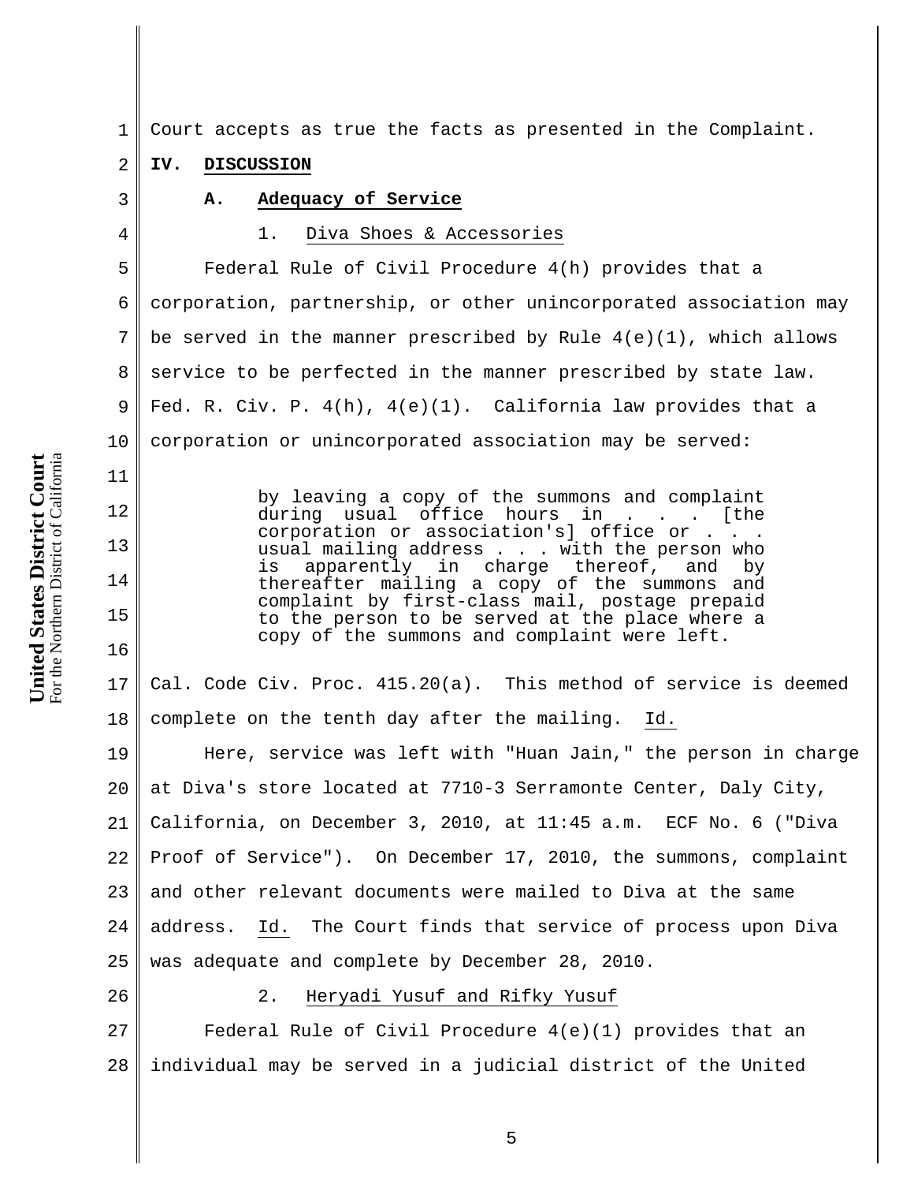Court accepts as true the facts as presented in the Complaint.

## IV. DISCUSSION

### A. Adequacy of Service

#### 1. Diva Shoes & Accessories

Federal Rule of Civil Procedure 4(h) provides that a corporation, partnership, or other unincorporated association may be served in the manner prescribed by Rule 4(e)(1), which allows service to be perfected in the manner prescribed by state law. Fed. R. Civ. P. 4(h), 4(e)(1). California law provides that a corporation or unincorporated association may be served:

> by leaving a copy of the summons and complaint during usual office hours in . . . [the corporation or association's] office or . . . usual mailing address . . . with the person who is apparently in charge thereof, and by thereafter mailing a copy of the summons and complaint by first-class mail, postage prepaid to the person to be served at the place where a copy of the summons and complaint were left.

Cal. Code Civ. Proc. 415.20(a). This method of service is deemed complete on the tenth day after the mailing. Id.

Here, service was left with "Huan Jain," the person in charge at Diva's store located at 7710-3 Serramonte Center, Daly City, California, on December 3, 2010, at 11:45 a.m. ECF No. 6 ("Diva Proof of Service"). On December 17, 2010, the summons, complaint and other relevant documents were mailed to Diva at the same address. Id. The Court finds that service of process upon Diva was adequate and complete by December 28, 2010.

#### 2. Heryadi Yusuf and Rifky Yusuf

Federal Rule of Civil Procedure 4(e)(1) provides that an individual may be served in a judicial district of the United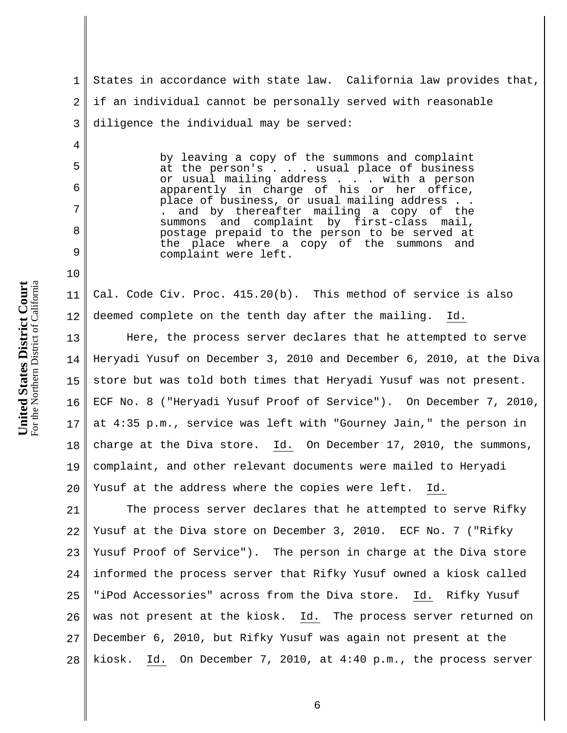States in accordance with state law. California law provides that, if an individual cannot be personally served with reasonable diligence the individual may be served:

> by leaving a copy of the summons and complaint at the person's . . . usual place of business or usual mailing address . . . with a person apparently in charge of his or her office, place of business, or usual mailing address . . . and by thereafter mailing a copy of the summons and complaint by first-class mail, postage prepaid to the person to be served at the place where a copy of the summons and complaint were left.

Cal. Code Civ. Proc. 415.20(b). This method of service is also deemed complete on the tenth day after the mailing. Id.

Here, the process server declares that he attempted to serve Heryadi Yusuf on December 3, 2010 and December 6, 2010, at the Diva store but was told both times that Heryadi Yusuf was not present. ECF No. 8 ("Heryadi Yusuf Proof of Service"). On December 7, 2010, at 4:35 p.m., service was left with "Gourney Jain," the person in charge at the Diva store. Id. On December 17, 2010, the summons, complaint, and other relevant documents were mailed to Heryadi Yusuf at the address where the copies were left. Id.

The process server declares that he attempted to serve Rifky Yusuf at the Diva store on December 3, 2010. ECF No. 7 ("Rifky Yusuf Proof of Service"). The person in charge at the Diva store informed the process server that Rifky Yusuf owned a kiosk called "iPod Accessories" across from the Diva store. Id. Rifky Yusuf was not present at the kiosk. Id. The process server returned on December 6, 2010, but Rifky Yusuf was again not present at the kiosk. Id. On December 7, 2010, at 4:40 p.m., the process server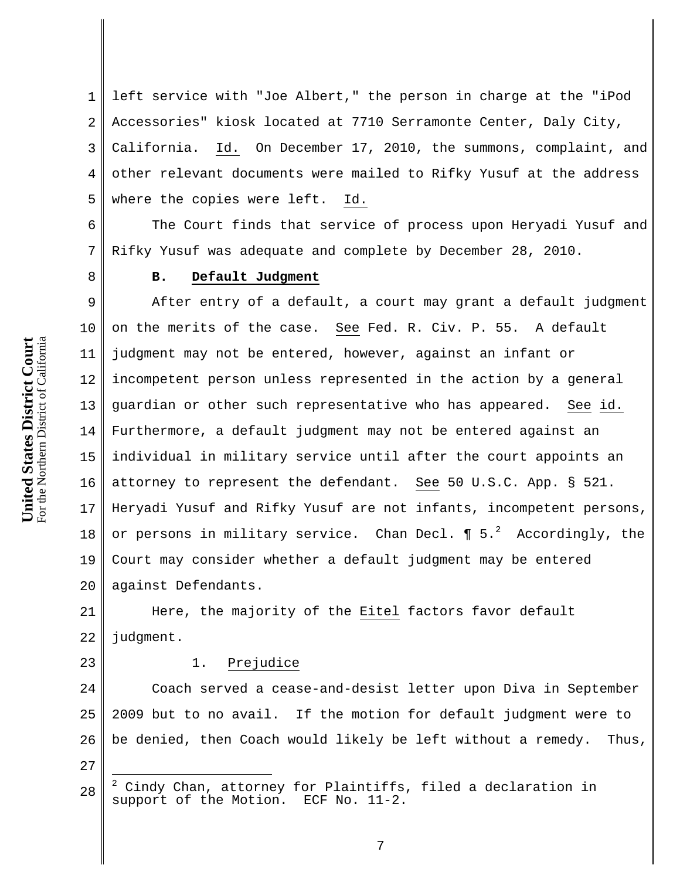left service with "Joe Albert," the person in charge at the "iPod Accessories" kiosk located at 7710 Serramonte Center, Daly City, California. Id. On December 17, 2010, the summons, complaint, and other relevant documents were mailed to Rifky Yusuf at the address where the copies were left. Id.

The Court finds that service of process upon Heryadi Yusuf and Rifky Yusuf was adequate and complete by December 28, 2010.

**B. Default Judgment**

After entry of a default, a court may grant a default judgment on the merits of the case. See Fed. R. Civ. P. 55. A default judgment may not be entered, however, against an infant or incompetent person unless represented in the action by a general guardian or other such representative who has appeared. See id. Furthermore, a default judgment may not be entered against an individual in military service until after the court appoints an attorney to represent the defendant. See 50 U.S.C. App. § 521. Heryadi Yusuf and Rifky Yusuf are not infants, incompetent persons, or persons in military service. Chan Decl. ¶ 5.[2] Accordingly, the Court may consider whether a default judgment may be entered against Defendants.

Here, the majority of the Eitel factors favor default judgment.

1. Prejudice

Coach served a cease-and-desist letter upon Diva in September 2009 but to no avail. If the motion for default judgment were to be denied, then Coach would likely be left without a remedy. Thus,

---

[2] Cindy Chan, attorney for Plaintiffs, filed a declaration in support of the Motion. ECF No. 11-2.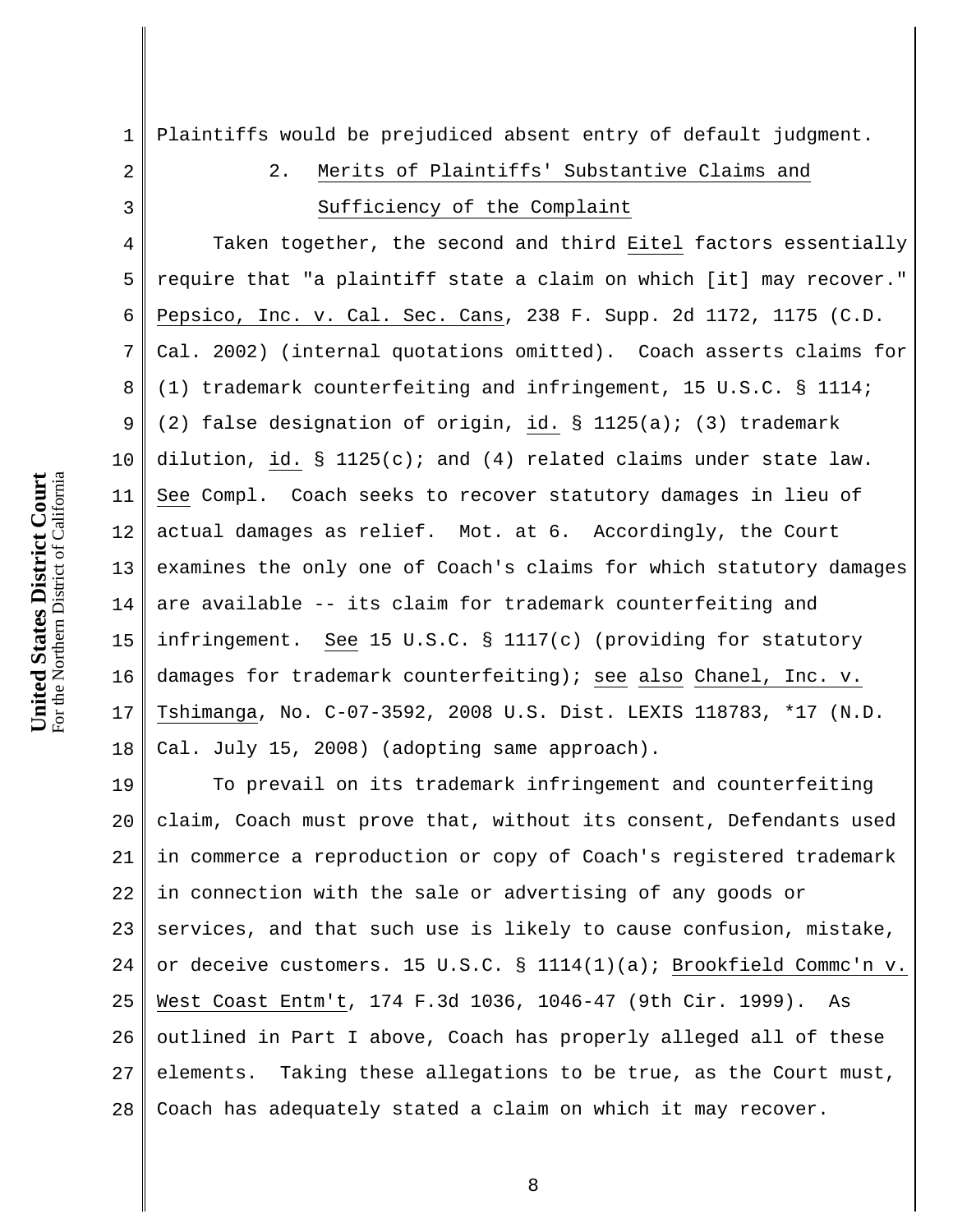Plaintiffs would be prejudiced absent entry of default judgment.

### 2. Merits of Plaintiffs' Substantive Claims and Sufficiency of the Complaint

Taken together, the second and third Eitel factors essentially require that "a plaintiff state a claim on which [it] may recover." Pepsico, Inc. v. Cal. Sec. Cans, 238 F. Supp. 2d 1172, 1175 (C.D. Cal. 2002) (internal quotations omitted). Coach asserts claims for (1) trademark counterfeiting and infringement, 15 U.S.C. § 1114; (2) false designation of origin, id. § 1125(a); (3) trademark dilution, id. § 1125(c); and (4) related claims under state law. See Compl. Coach seeks to recover statutory damages in lieu of actual damages as relief. Mot. at 6. Accordingly, the Court examines the only one of Coach's claims for which statutory damages are available -- its claim for trademark counterfeiting and infringement. See 15 U.S.C. § 1117(c) (providing for statutory damages for trademark counterfeiting); see also Chanel, Inc. v. Tshimanga, No. C-07-3592, 2008 U.S. Dist. LEXIS 118783, *17 (N.D. Cal. July 15, 2008) (adopting same approach).

To prevail on its trademark infringement and counterfeiting claim, Coach must prove that, without its consent, Defendants used in commerce a reproduction or copy of Coach's registered trademark in connection with the sale or advertising of any goods or services, and that such use is likely to cause confusion, mistake, or deceive customers. 15 U.S.C. § 1114(1)(a); Brookfield Commc'n v. West Coast Entm't, 174 F.3d 1036, 1046-47 (9th Cir. 1999). As outlined in Part I above, Coach has properly alleged all of these elements. Taking these allegations to be true, as the Court must, Coach has adequately stated a claim on which it may recover.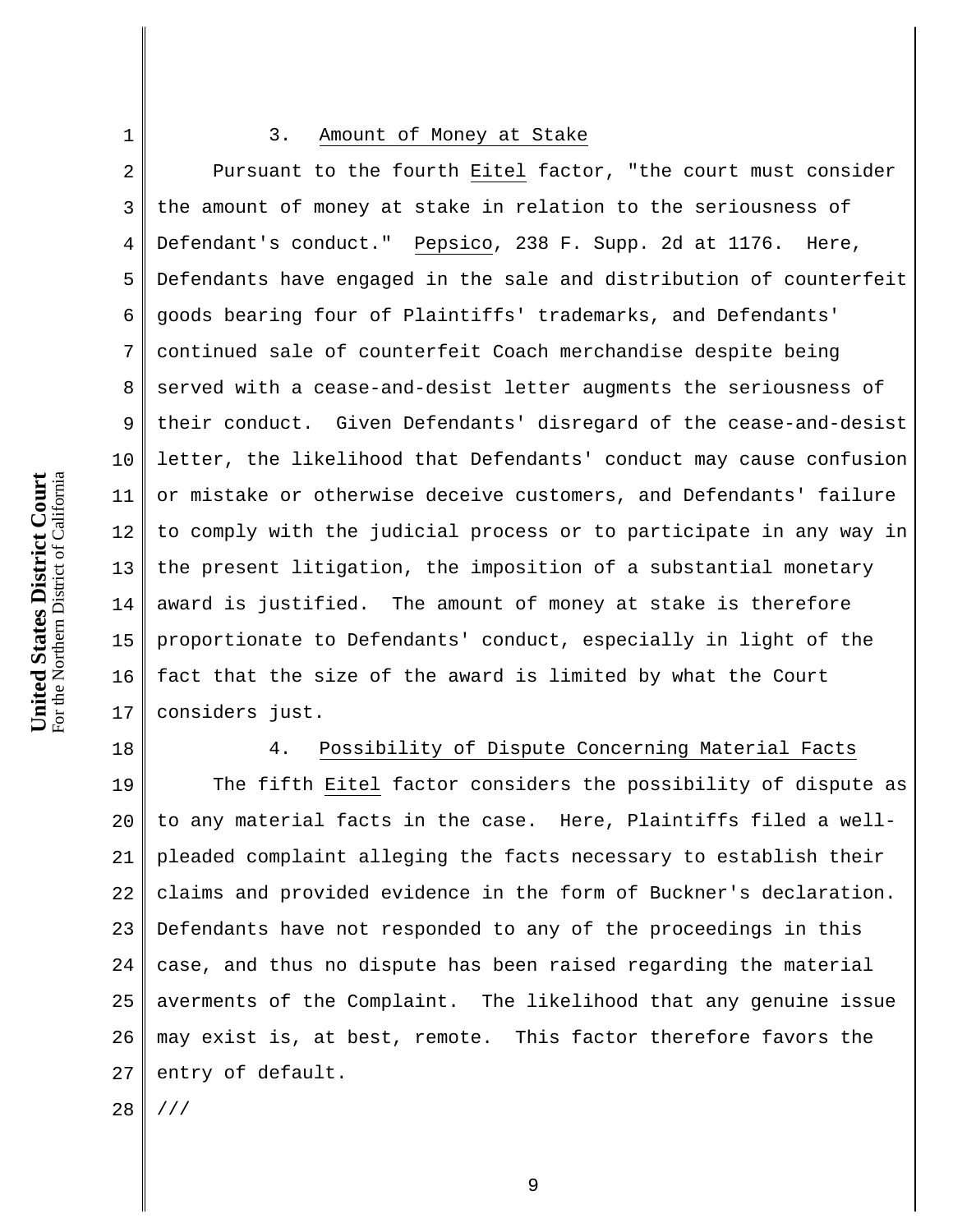### 3. Amount of Money at Stake

Pursuant to the fourth Eitel factor, "the court must consider the amount of money at stake in relation to the seriousness of Defendant's conduct." Pepsico, 238 F. Supp. 2d at 1176. Here, Defendants have engaged in the sale and distribution of counterfeit goods bearing four of Plaintiffs' trademarks, and Defendants' continued sale of counterfeit Coach merchandise despite being served with a cease-and-desist letter augments the seriousness of their conduct. Given Defendants' disregard of the cease-and-desist letter, the likelihood that Defendants' conduct may cause confusion or mistake or otherwise deceive customers, and Defendants' failure to comply with the judicial process or to participate in any way in the present litigation, the imposition of a substantial monetary award is justified. The amount of money at stake is therefore proportionate to Defendants' conduct, especially in light of the fact that the size of the award is limited by what the Court considers just.

### 4. Possibility of Dispute Concerning Material Facts

The fifth Eitel factor considers the possibility of dispute as to any material facts in the case. Here, Plaintiffs filed a well-pleaded complaint alleging the facts necessary to establish their claims and provided evidence in the form of Buckner's declaration. Defendants have not responded to any of the proceedings in this case, and thus no dispute has been raised regarding the material averments of the Complaint. The likelihood that any genuine issue may exist is, at best, remote. This factor therefore favors the entry of default.

///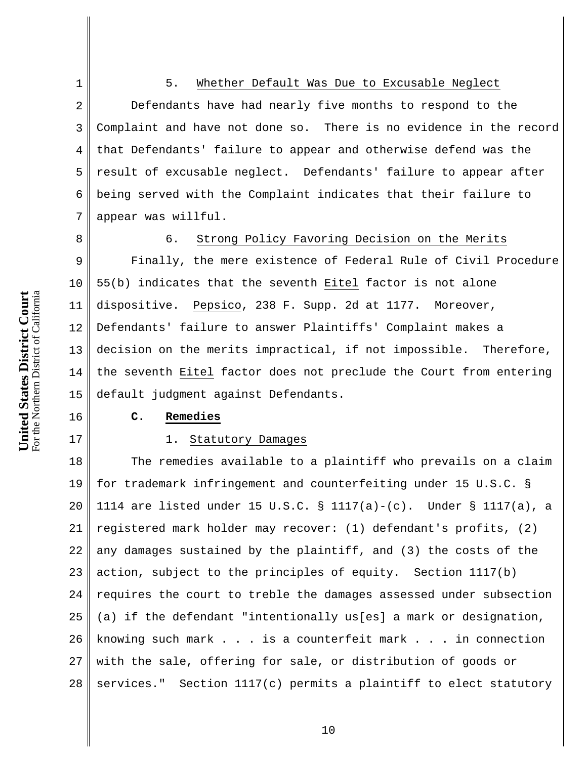5. Whether Default Was Due to Excusable Neglect

Defendants have had nearly five months to respond to the Complaint and have not done so. There is no evidence in the record that Defendants' failure to appear and otherwise defend was the result of excusable neglect. Defendants' failure to appear after being served with the Complaint indicates that their failure to appear was willful.

6. Strong Policy Favoring Decision on the Merits

Finally, the mere existence of Federal Rule of Civil Procedure 55(b) indicates that the seventh Eitel factor is not alone dispositive. Pepsico, 238 F. Supp. 2d at 1177. Moreover, Defendants' failure to answer Plaintiffs' Complaint makes a decision on the merits impractical, if not impossible. Therefore, the seventh Eitel factor does not preclude the Court from entering default judgment against Defendants.

**C. Remedies**

1. Statutory Damages

The remedies available to a plaintiff who prevails on a claim for trademark infringement and counterfeiting under 15 U.S.C. § 1114 are listed under 15 U.S.C. § 1117(a)-(c). Under § 1117(a), a registered mark holder may recover: (1) defendant's profits, (2) any damages sustained by the plaintiff, and (3) the costs of the action, subject to the principles of equity. Section 1117(b) requires the court to treble the damages assessed under subsection (a) if the defendant "intentionally us[es] a mark or designation, knowing such mark . . . is a counterfeit mark . . . in connection with the sale, offering for sale, or distribution of goods or services." Section 1117(c) permits a plaintiff to elect statutory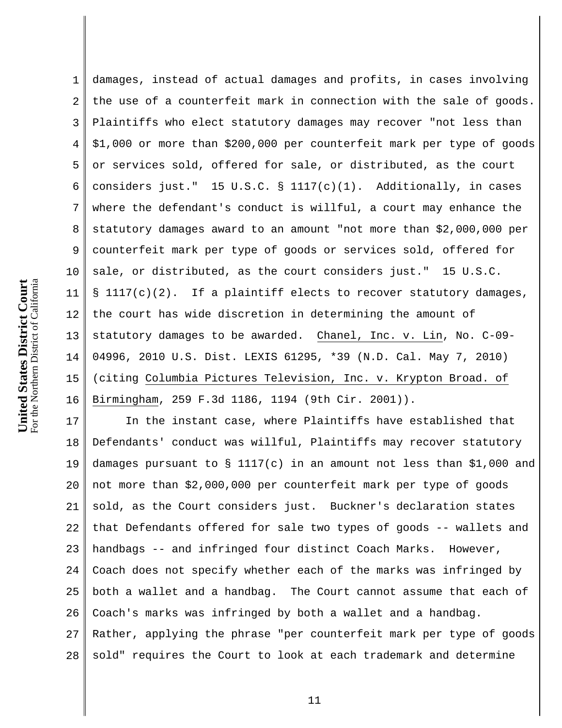damages, instead of actual damages and profits, in cases involving the use of a counterfeit mark in connection with the sale of goods. Plaintiffs who elect statutory damages may recover "not less than $1,000 or more than $200,000 per counterfeit mark per type of goods or services sold, offered for sale, or distributed, as the court considers just." 15 U.S.C. § 1117(c)(1). Additionally, in cases where the defendant's conduct is willful, a court may enhance the statutory damages award to an amount "not more than $2,000,000 per counterfeit mark per type of goods or services sold, offered for sale, or distributed, as the court considers just." 15 U.S.C. § 1117(c)(2). If a plaintiff elects to recover statutory damages, the court has wide discretion in determining the amount of statutory damages to be awarded. Chanel, Inc. v. Lin, No. C-09-04996, 2010 U.S. Dist. LEXIS 61295, *39 (N.D. Cal. May 7, 2010) (citing Columbia Pictures Television, Inc. v. Krypton Broad. of Birmingham, 259 F.3d 1186, 1194 (9th Cir. 2001)).

In the instant case, where Plaintiffs have established that Defendants' conduct was willful, Plaintiffs may recover statutory damages pursuant to § 1117(c) in an amount not less than $1,000 and not more than $2,000,000 per counterfeit mark per type of goods sold, as the Court considers just. Buckner's declaration states that Defendants offered for sale two types of goods -- wallets and handbags -- and infringed four distinct Coach Marks. However, Coach does not specify whether each of the marks was infringed by both a wallet and a handbag. The Court cannot assume that each of Coach's marks was infringed by both a wallet and a handbag. Rather, applying the phrase "per counterfeit mark per type of goods sold" requires the Court to look at each trademark and determine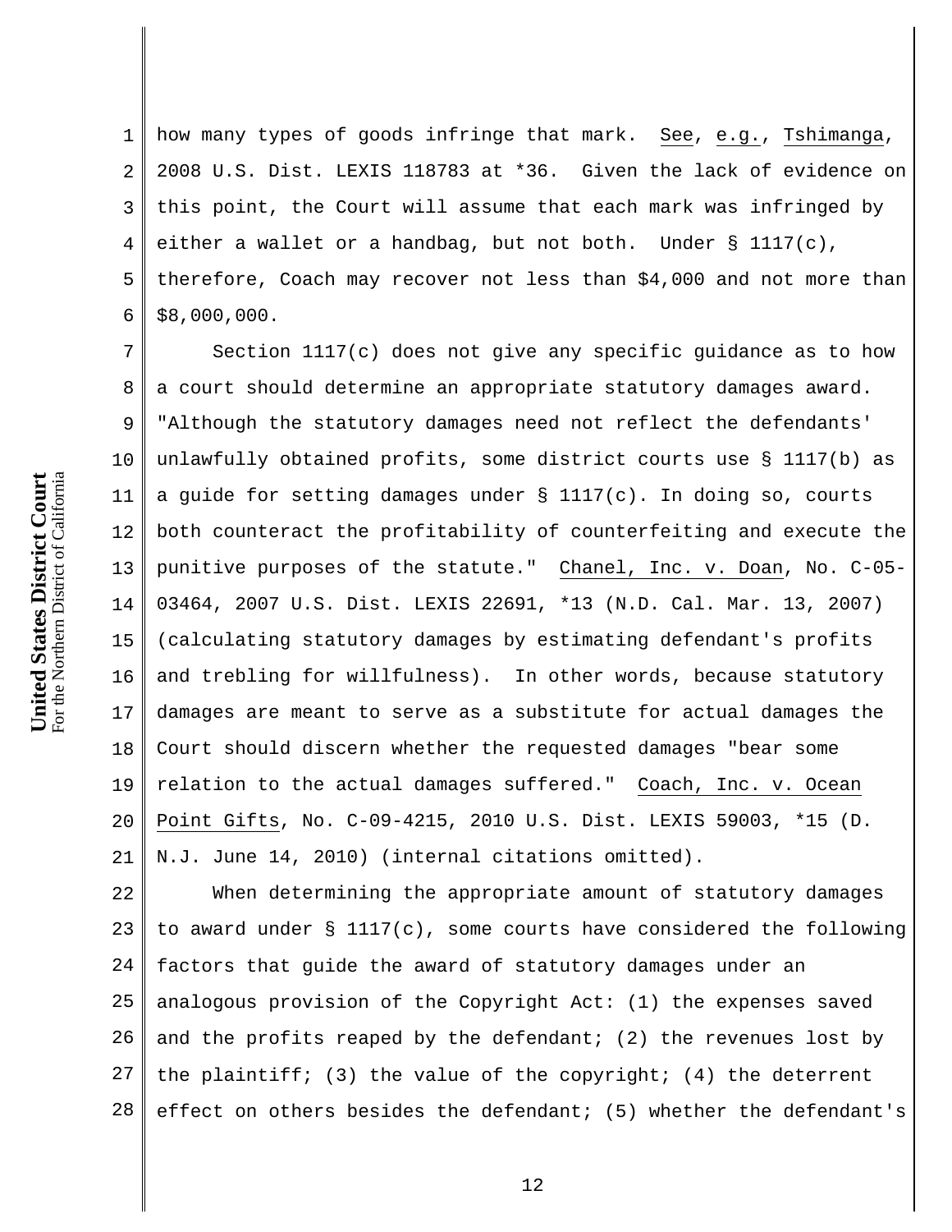how many types of goods infringe that mark. See, e.g., Tshimanga, 2008 U.S. Dist. LEXIS 118783 at *36. Given the lack of evidence on this point, the Court will assume that each mark was infringed by either a wallet or a handbag, but not both. Under § 1117(c), therefore, Coach may recover not less than $4,000 and not more than $8,000,000.

Section 1117(c) does not give any specific guidance as to how a court should determine an appropriate statutory damages award. "Although the statutory damages need not reflect the defendants' unlawfully obtained profits, some district courts use § 1117(b) as a guide for setting damages under § 1117(c). In doing so, courts both counteract the profitability of counterfeiting and execute the punitive purposes of the statute." Chanel, Inc. v. Doan, No. C-05-03464, 2007 U.S. Dist. LEXIS 22691, *13 (N.D. Cal. Mar. 13, 2007) (calculating statutory damages by estimating defendant's profits and trebling for willfulness). In other words, because statutory damages are meant to serve as a substitute for actual damages the Court should discern whether the requested damages "bear some relation to the actual damages suffered." Coach, Inc. v. Ocean Point Gifts, No. C-09-4215, 2010 U.S. Dist. LEXIS 59003, *15 (D. N.J. June 14, 2010) (internal citations omitted).

When determining the appropriate amount of statutory damages to award under § 1117(c), some courts have considered the following factors that guide the award of statutory damages under an analogous provision of the Copyright Act: (1) the expenses saved and the profits reaped by the defendant; (2) the revenues lost by the plaintiff; (3) the value of the copyright; (4) the deterrent effect on others besides the defendant; (5) whether the defendant's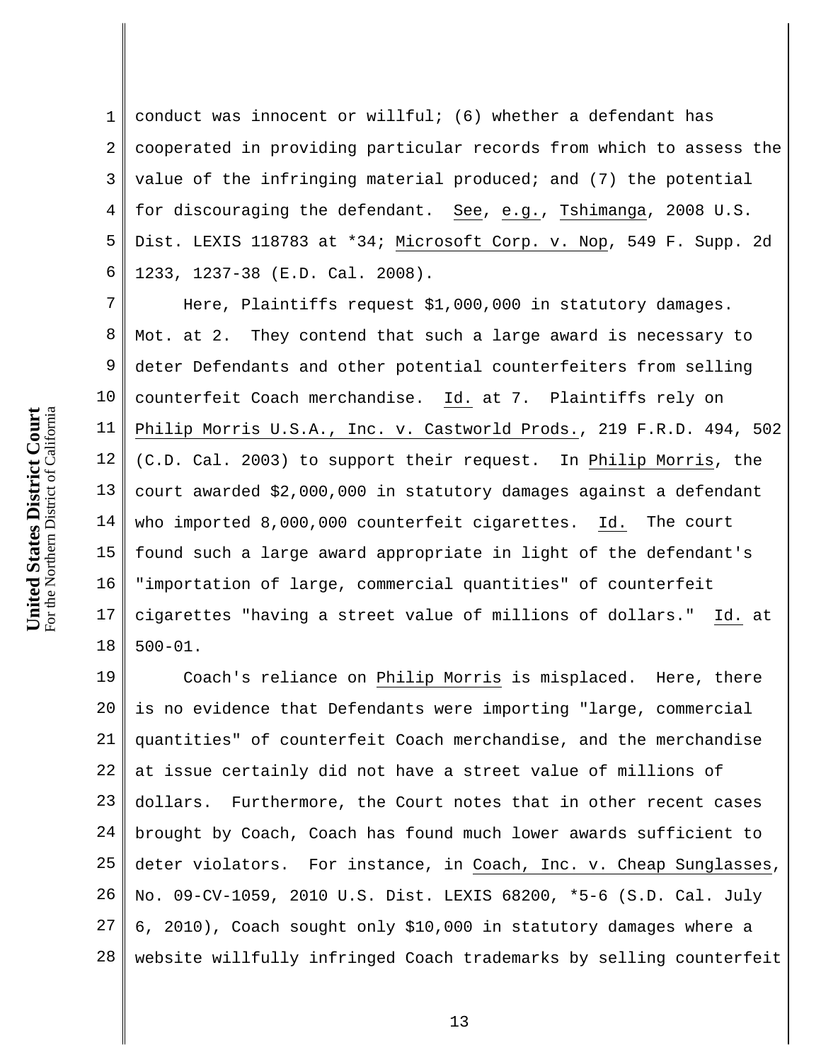conduct was innocent or willful; (6) whether a defendant has cooperated in providing particular records from which to assess the value of the infringing material produced; and (7) the potential for discouraging the defendant. See, e.g., Tshimanga, 2008 U.S. Dist. LEXIS 118783 at *34; Microsoft Corp. v. Nop, 549 F. Supp. 2d 1233, 1237-38 (E.D. Cal. 2008).

Here, Plaintiffs request $1,000,000 in statutory damages. Mot. at 2. They contend that such a large award is necessary to deter Defendants and other potential counterfeiters from selling counterfeit Coach merchandise. Id. at 7. Plaintiffs rely on Philip Morris U.S.A., Inc. v. Castworld Prods., 219 F.R.D. 494, 502 (C.D. Cal. 2003) to support their request. In Philip Morris, the court awarded $2,000,000 in statutory damages against a defendant who imported 8,000,000 counterfeit cigarettes. Id. The court found such a large award appropriate in light of the defendant's "importation of large, commercial quantities" of counterfeit cigarettes "having a street value of millions of dollars." Id. at 500-01.

Coach's reliance on Philip Morris is misplaced. Here, there is no evidence that Defendants were importing "large, commercial quantities" of counterfeit Coach merchandise, and the merchandise at issue certainly did not have a street value of millions of dollars. Furthermore, the Court notes that in other recent cases brought by Coach, Coach has found much lower awards sufficient to deter violators. For instance, in Coach, Inc. v. Cheap Sunglasses, No. 09-CV-1059, 2010 U.S. Dist. LEXIS 68200, *5-6 (S.D. Cal. July 6, 2010), Coach sought only $10,000 in statutory damages where a website willfully infringed Coach trademarks by selling counterfeit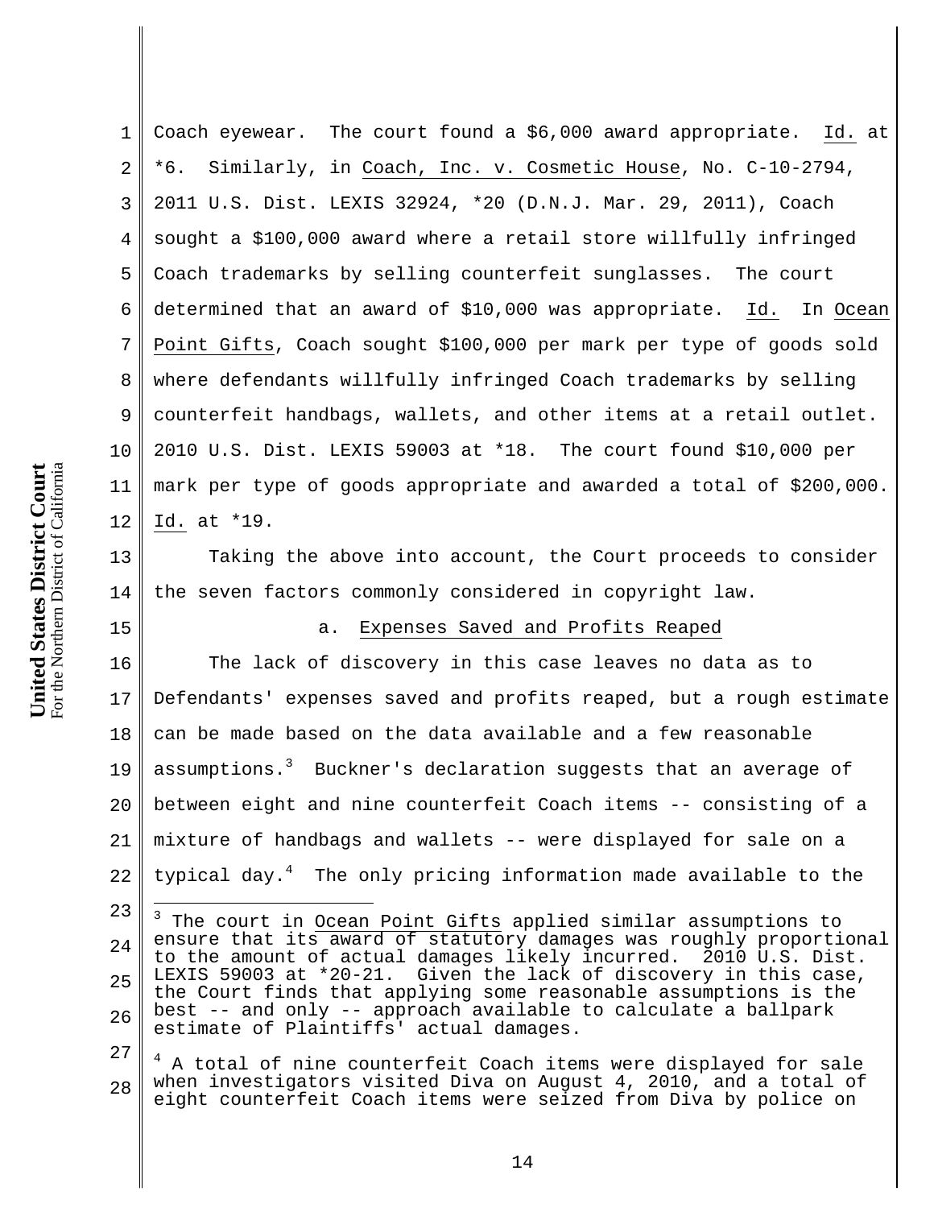Coach eyewear. The court found a $6,000 award appropriate. Id. at *6. Similarly, in Coach, Inc. v. Cosmetic House, No. C-10-2794, 2011 U.S. Dist. LEXIS 32924, *20 (D.N.J. Mar. 29, 2011), Coach sought a $100,000 award where a retail store willfully infringed Coach trademarks by selling counterfeit sunglasses. The court determined that an award of $10,000 was appropriate. Id. In Ocean Point Gifts, Coach sought $100,000 per mark per type of goods sold where defendants willfully infringed Coach trademarks by selling counterfeit handbags, wallets, and other items at a retail outlet. 2010 U.S. Dist. LEXIS 59003 at *18. The court found $10,000 per mark per type of goods appropriate and awarded a total of $200,000. Id. at *19.

Taking the above into account, the Court proceeds to consider the seven factors commonly considered in copyright law.

a. Expenses Saved and Profits Reaped

The lack of discovery in this case leaves no data as to Defendants' expenses saved and profits reaped, but a rough estimate can be made based on the data available and a few reasonable assumptions.[3] Buckner's declaration suggests that an average of between eight and nine counterfeit Coach items -- consisting of a mixture of handbags and wallets -- were displayed for sale on a typical day.[4] The only pricing information made available to the

---

[3] The court in Ocean Point Gifts applied similar assumptions to ensure that its award of statutory damages was roughly proportional to the amount of actual damages likely incurred. 2010 U.S. Dist. LEXIS 59003 at *20-21. Given the lack of discovery in this case, the Court finds that applying some reasonable assumptions is the best -- and only -- approach available to calculate a ballpark estimate of Plaintiffs' actual damages.

[4] A total of nine counterfeit Coach items were displayed for sale when investigators visited Diva on August 4, 2010, and a total of eight counterfeit Coach items were seized from Diva by police on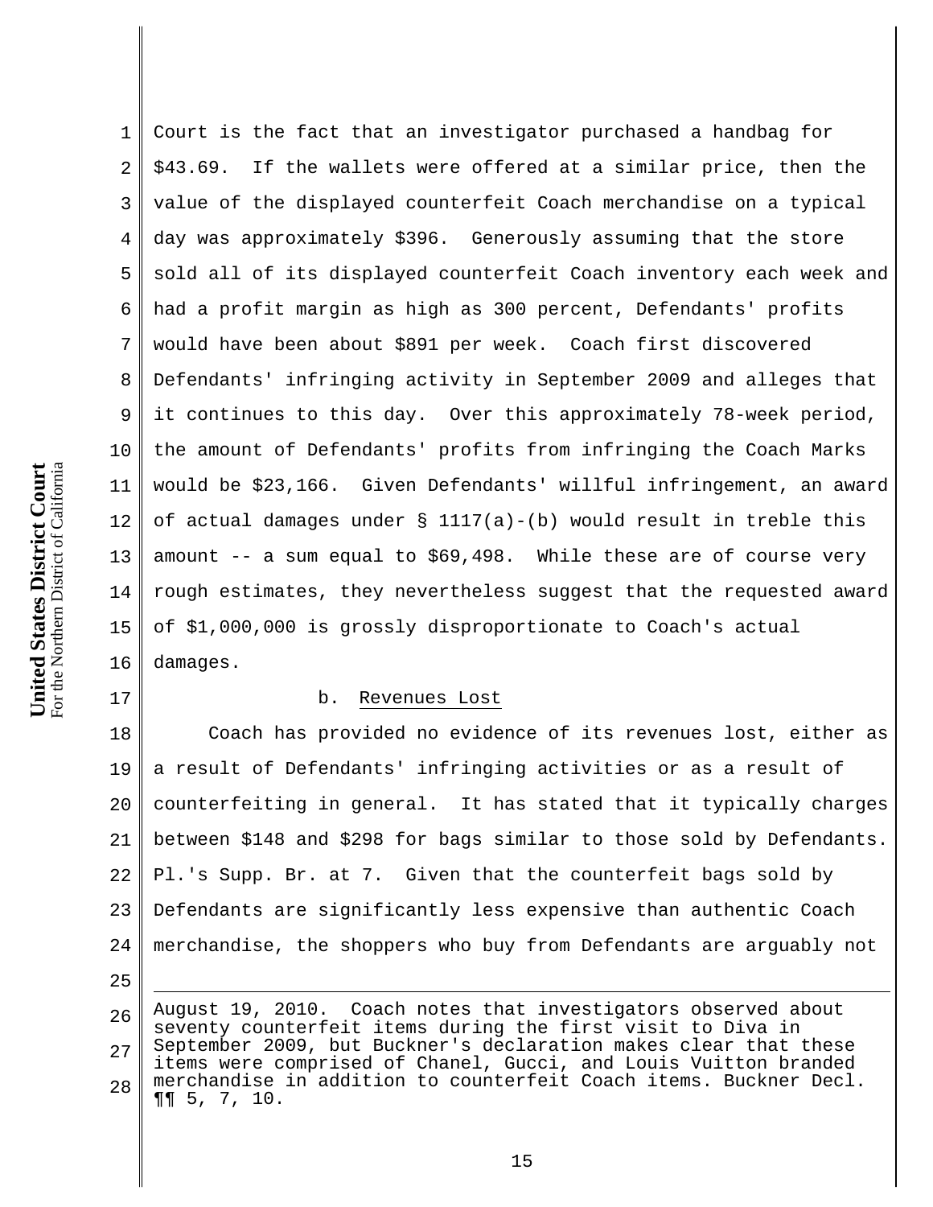Court is the fact that an investigator purchased a handbag for $43.69. If the wallets were offered at a similar price, then the value of the displayed counterfeit Coach merchandise on a typical day was approximately $396. Generously assuming that the store sold all of its displayed counterfeit Coach inventory each week and had a profit margin as high as 300 percent, Defendants' profits would have been about $891 per week. Coach first discovered Defendants' infringing activity in September 2009 and alleges that it continues to this day. Over this approximately 78-week period, the amount of Defendants' profits from infringing the Coach Marks would be $23,166. Given Defendants' willful infringement, an award of actual damages under § 1117(a)-(b) would result in treble this amount -- a sum equal to $69,498. While these are of course very rough estimates, they nevertheless suggest that the requested award of $1,000,000 is grossly disproportionate to Coach's actual damages.

b. Revenues Lost

Coach has provided no evidence of its revenues lost, either as a result of Defendants' infringing activities or as a result of counterfeiting in general. It has stated that it typically charges between $148 and $298 for bags similar to those sold by Defendants. Pl.'s Supp. Br. at 7. Given that the counterfeit bags sold by Defendants are significantly less expensive than authentic Coach merchandise, the shoppers who buy from Defendants are arguably not

---

August 19, 2010. Coach notes that investigators observed about seventy counterfeit items during the first visit to Diva in September 2009, but Buckner's declaration makes clear that these items were comprised of Chanel, Gucci, and Louis Vuitton branded merchandise in addition to counterfeit Coach items. Buckner Decl. ¶¶ 5, 7, 10.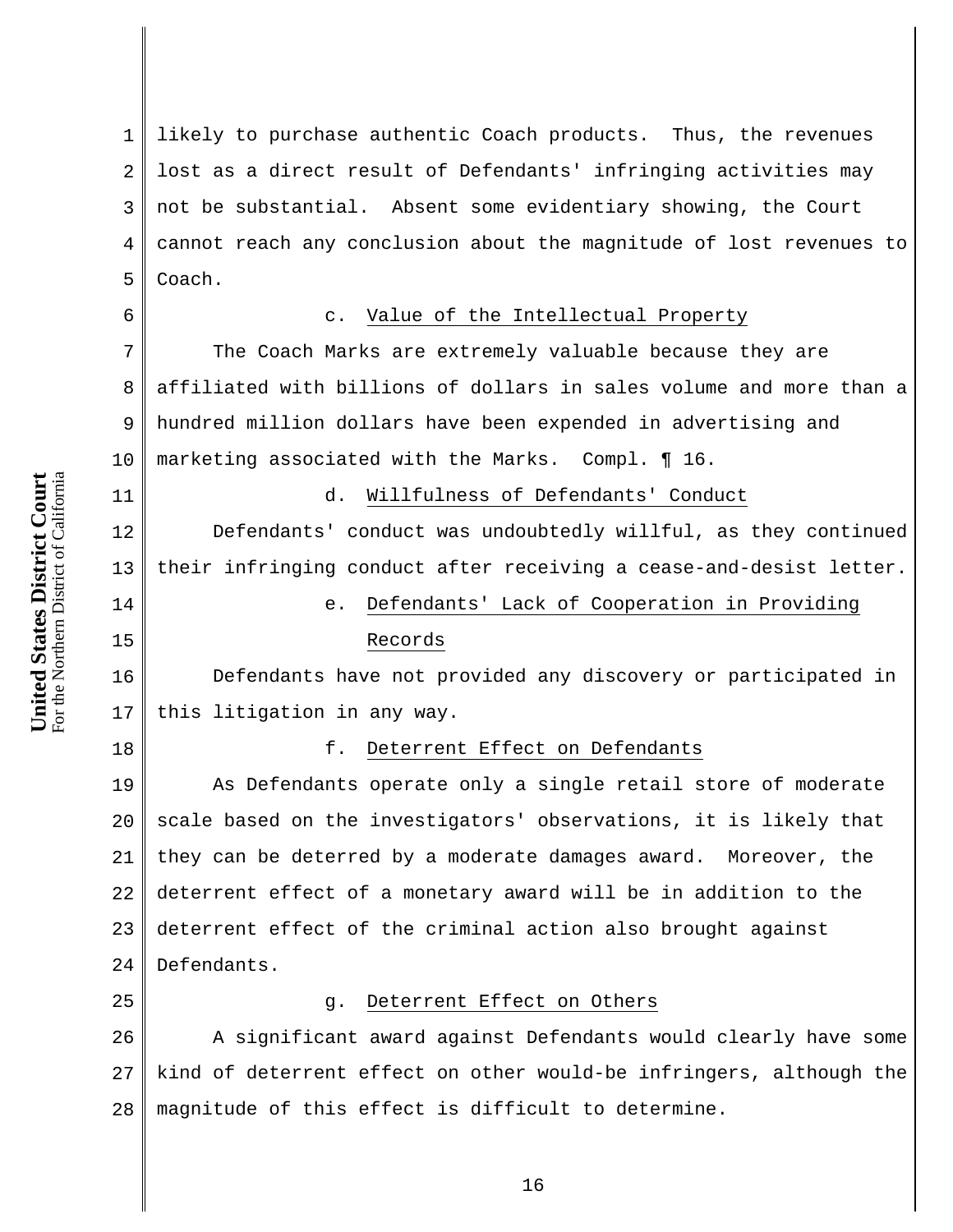likely to purchase authentic Coach products. Thus, the revenues lost as a direct result of Defendants' infringing activities may not be substantial. Absent some evidentiary showing, the Court cannot reach any conclusion about the magnitude of lost revenues to Coach.

c. Value of the Intellectual Property

The Coach Marks are extremely valuable because they are affiliated with billions of dollars in sales volume and more than a hundred million dollars have been expended in advertising and marketing associated with the Marks. Compl. ¶ 16.

d. Willfulness of Defendants' Conduct

Defendants' conduct was undoubtedly willful, as they continued their infringing conduct after receiving a cease-and-desist letter.

e. Defendants' Lack of Cooperation in Providing Records

Defendants have not provided any discovery or participated in this litigation in any way.

f. Deterrent Effect on Defendants

As Defendants operate only a single retail store of moderate scale based on the investigators' observations, it is likely that they can be deterred by a moderate damages award. Moreover, the deterrent effect of a monetary award will be in addition to the deterrent effect of the criminal action also brought against Defendants.

g. Deterrent Effect on Others

A significant award against Defendants would clearly have some kind of deterrent effect on other would-be infringers, although the magnitude of this effect is difficult to determine.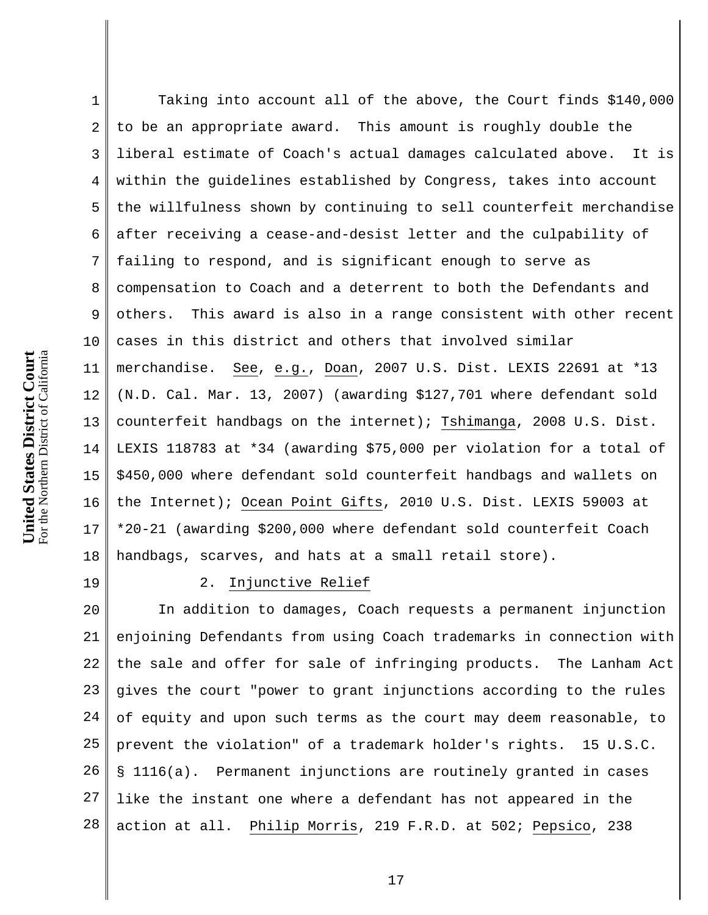Taking into account all of the above, the Court finds $140,000 to be an appropriate award. This amount is roughly double the liberal estimate of Coach's actual damages calculated above. It is within the guidelines established by Congress, takes into account the willfulness shown by continuing to sell counterfeit merchandise after receiving a cease-and-desist letter and the culpability of failing to respond, and is significant enough to serve as compensation to Coach and a deterrent to both the Defendants and others. This award is also in a range consistent with other recent cases in this district and others that involved similar merchandise. See, e.g., Doan, 2007 U.S. Dist. LEXIS 22691 at *13 (N.D. Cal. Mar. 13, 2007) (awarding $127,701 where defendant sold counterfeit handbags on the internet); Tshimanga, 2008 U.S. Dist. LEXIS 118783 at *34 (awarding $75,000 per violation for a total of $450,000 where defendant sold counterfeit handbags and wallets on the Internet); Ocean Point Gifts, 2010 U.S. Dist. LEXIS 59003 at *20-21 (awarding $200,000 where defendant sold counterfeit Coach handbags, scarves, and hats at a small retail store).

2. Injunctive Relief

In addition to damages, Coach requests a permanent injunction enjoining Defendants from using Coach trademarks in connection with the sale and offer for sale of infringing products. The Lanham Act gives the court "power to grant injunctions according to the rules of equity and upon such terms as the court may deem reasonable, to prevent the violation" of a trademark holder's rights. 15 U.S.C. § 1116(a). Permanent injunctions are routinely granted in cases like the instant one where a defendant has not appeared in the action at all. Philip Morris, 219 F.R.D. at 502; Pepsico, 238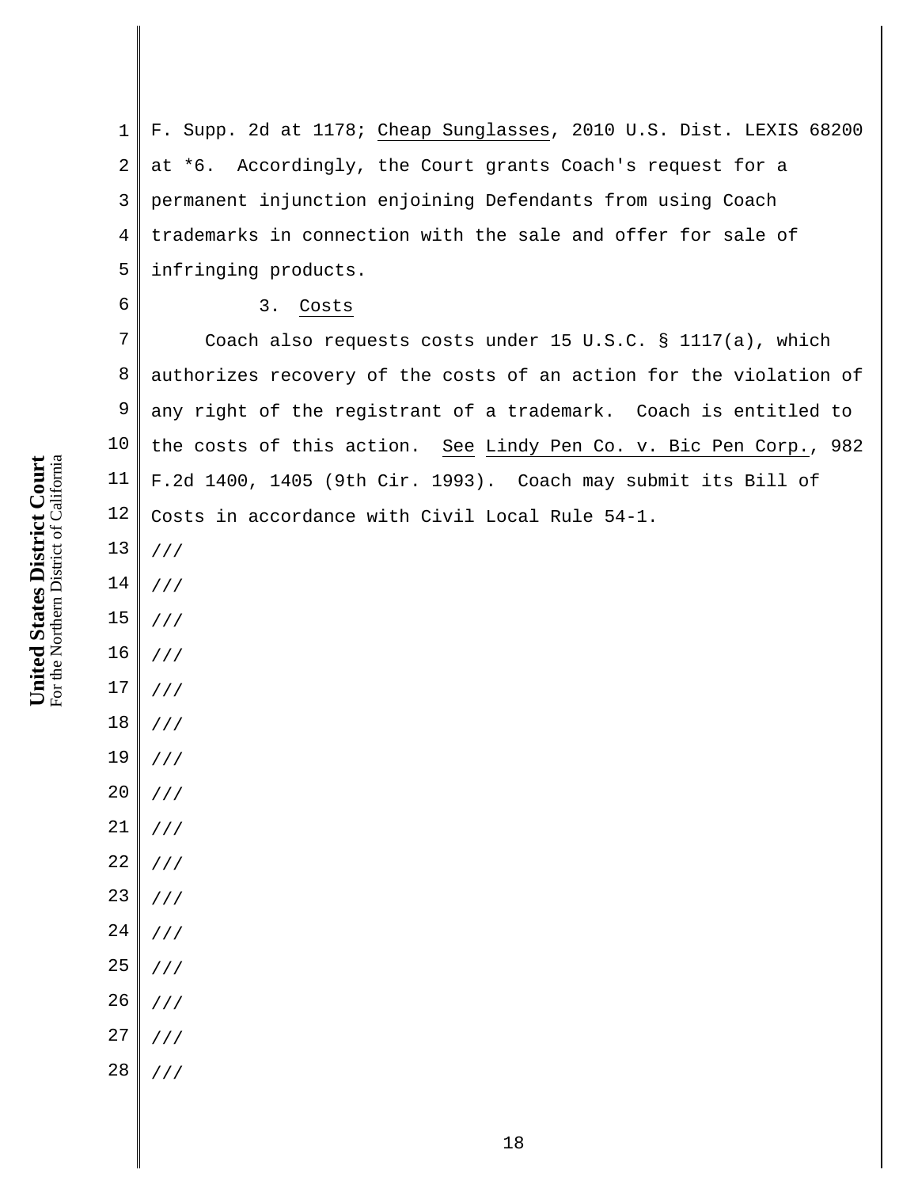F. Supp. 2d at 1178; Cheap Sunglasses, 2010 U.S. Dist. LEXIS 68200 at *6. Accordingly, the Court grants Coach's request for a permanent injunction enjoining Defendants from using Coach trademarks in connection with the sale and offer for sale of infringing products.

3. Costs

Coach also requests costs under 15 U.S.C. § 1117(a), which authorizes recovery of the costs of an action for the violation of any right of the registrant of a trademark. Coach is entitled to the costs of this action. See Lindy Pen Co. v. Bic Pen Corp., 982 F.2d 1400, 1405 (9th Cir. 1993). Coach may submit its Bill of Costs in accordance with Civil Local Rule 54-1.

///

///

///

///

///

///

///

///

///

///

///

///

///

///

///

///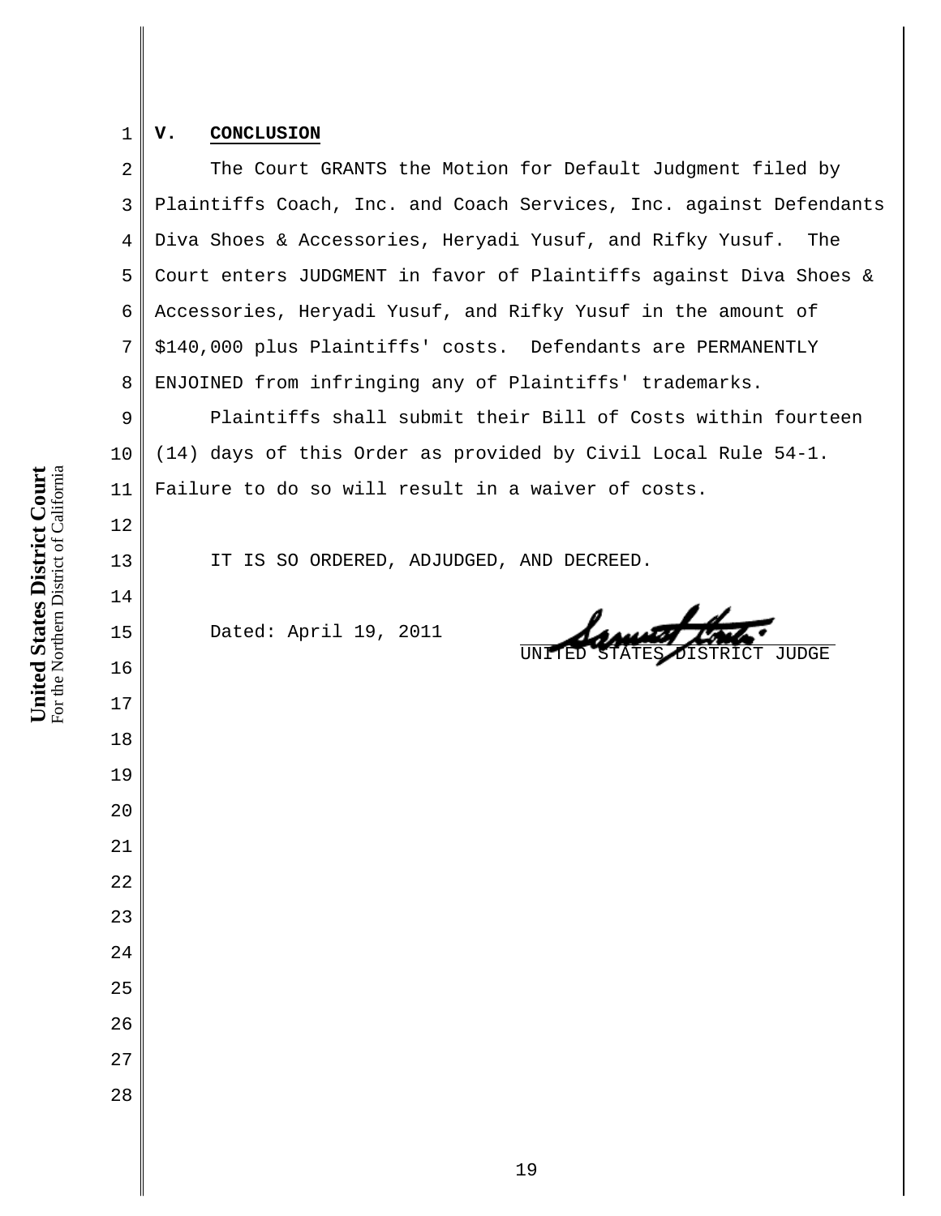## V. CONCLUSION

The Court GRANTS the Motion for Default Judgment filed by Plaintiffs Coach, Inc. and Coach Services, Inc. against Defendants Diva Shoes & Accessories, Heryadi Yusuf, and Rifky Yusuf. The Court enters JUDGMENT in favor of Plaintiffs against Diva Shoes & Accessories, Heryadi Yusuf, and Rifky Yusuf in the amount of $140,000 plus Plaintiffs' costs. Defendants are PERMANENTLY ENJOINED from infringing any of Plaintiffs' trademarks.

Plaintiffs shall submit their Bill of Costs within fourteen (14) days of this Order as provided by Civil Local Rule 54-1. Failure to do so will result in a waiver of costs.

IT IS SO ORDERED, ADJUDGED, AND DECREED.

Dated: April 19, 2011

UNITED STATES DISTRICT JUDGE